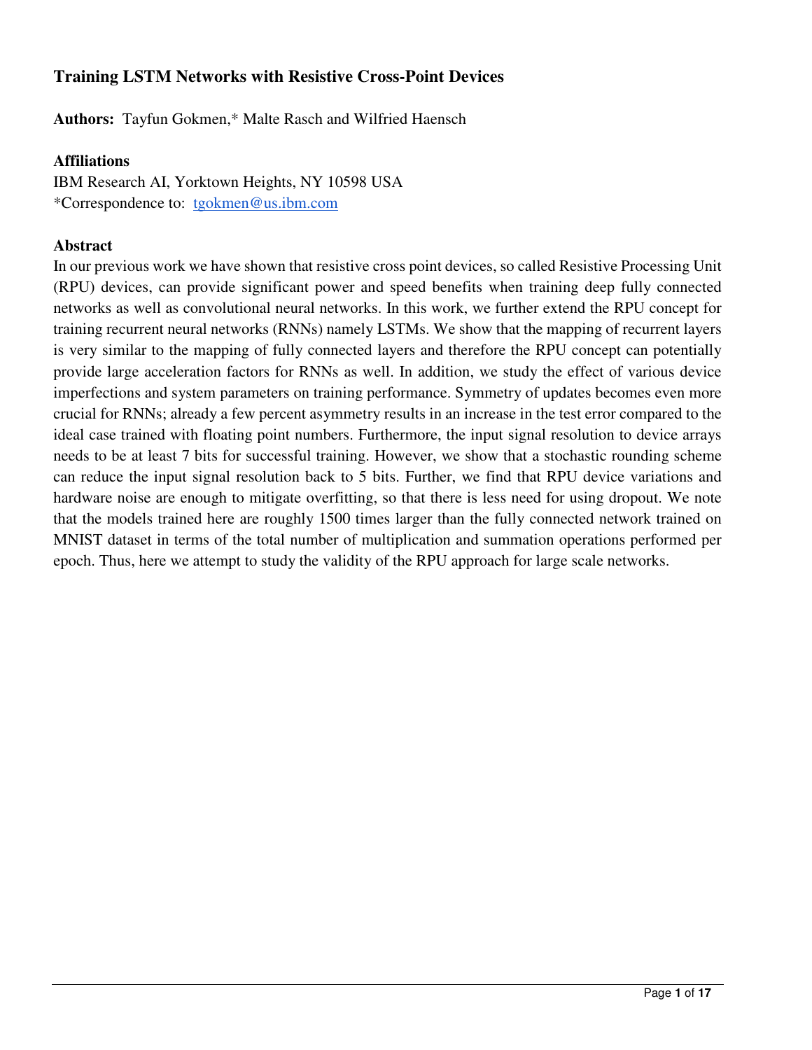# Training LSTM Networks with Resistive Cross-Point Devices

**Authors:** Tayfun Gokmen,* Malte Rasch and Wilfried Haensch

**Affiliations**

IBM Research AI, Yorktown Heights, NY 10598 USA

*Correspondence to: tgokmen@us.ibm.com

**Abstract**

In our previous work we have shown that resistive cross point devices, so called Resistive Processing Unit (RPU) devices, can provide significant power and speed benefits when training deep fully connected networks as well as convolutional neural networks. In this work, we further extend the RPU concept for training recurrent neural networks (RNNs) namely LSTMs. We show that the mapping of recurrent layers is very similar to the mapping of fully connected layers and therefore the RPU concept can potentially provide large acceleration factors for RNNs as well. In addition, we study the effect of various device imperfections and system parameters on training performance. Symmetry of updates becomes even more crucial for RNNs; already a few percent asymmetry results in an increase in the test error compared to the ideal case trained with floating point numbers. Furthermore, the input signal resolution to device arrays needs to be at least 7 bits for successful training. However, we show that a stochastic rounding scheme can reduce the input signal resolution back to 5 bits. Further, we find that RPU device variations and hardware noise are enough to mitigate overfitting, so that there is less need for using dropout. We note that the models trained here are roughly 1500 times larger than the fully connected network trained on MNIST dataset in terms of the total number of multiplication and summation operations performed per epoch. Thus, here we attempt to study the validity of the RPU approach for large scale networks.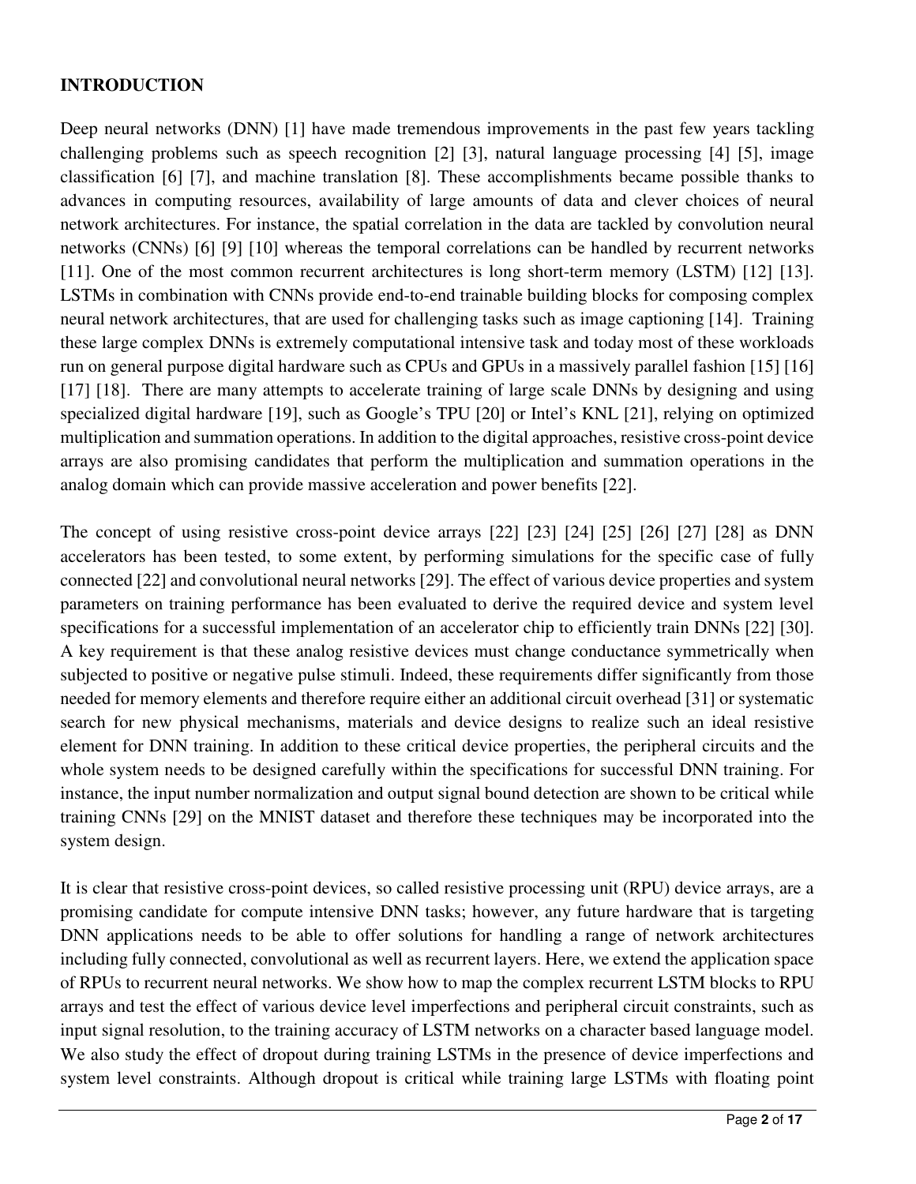## INTRODUCTION

Deep neural networks (DNN) [1] have made tremendous improvements in the past few years tackling challenging problems such as speech recognition [2] [3], natural language processing [4] [5], image classification [6] [7], and machine translation [8]. These accomplishments became possible thanks to advances in computing resources, availability of large amounts of data and clever choices of neural network architectures. For instance, the spatial correlation in the data are tackled by convolution neural networks (CNNs) [6] [9] [10] whereas the temporal correlations can be handled by recurrent networks [11]. One of the most common recurrent architectures is long short-term memory (LSTM) [12] [13]. LSTMs in combination with CNNs provide end-to-end trainable building blocks for composing complex neural network architectures, that are used for challenging tasks such as image captioning [14]. Training these large complex DNNs is extremely computational intensive task and today most of these workloads run on general purpose digital hardware such as CPUs and GPUs in a massively parallel fashion [15] [16] [17] [18]. There are many attempts to accelerate training of large scale DNNs by designing and using specialized digital hardware [19], such as Google's TPU [20] or Intel's KNL [21], relying on optimized multiplication and summation operations. In addition to the digital approaches, resistive cross-point device arrays are also promising candidates that perform the multiplication and summation operations in the analog domain which can provide massive acceleration and power benefits [22].

The concept of using resistive cross-point device arrays [22] [23] [24] [25] [26] [27] [28] as DNN accelerators has been tested, to some extent, by performing simulations for the specific case of fully connected [22] and convolutional neural networks [29]. The effect of various device properties and system parameters on training performance has been evaluated to derive the required device and system level specifications for a successful implementation of an accelerator chip to efficiently train DNNs [22] [30]. A key requirement is that these analog resistive devices must change conductance symmetrically when subjected to positive or negative pulse stimuli. Indeed, these requirements differ significantly from those needed for memory elements and therefore require either an additional circuit overhead [31] or systematic search for new physical mechanisms, materials and device designs to realize such an ideal resistive element for DNN training. In addition to these critical device properties, the peripheral circuits and the whole system needs to be designed carefully within the specifications for successful DNN training. For instance, the input number normalization and output signal bound detection are shown to be critical while training CNNs [29] on the MNIST dataset and therefore these techniques may be incorporated into the system design.

It is clear that resistive cross-point devices, so called resistive processing unit (RPU) device arrays, are a promising candidate for compute intensive DNN tasks; however, any future hardware that is targeting DNN applications needs to be able to offer solutions for handling a range of network architectures including fully connected, convolutional as well as recurrent layers. Here, we extend the application space of RPUs to recurrent neural networks. We show how to map the complex recurrent LSTM blocks to RPU arrays and test the effect of various device level imperfections and peripheral circuit constraints, such as input signal resolution, to the training accuracy of LSTM networks on a character based language model. We also study the effect of dropout during training LSTMs in the presence of device imperfections and system level constraints. Although dropout is critical while training large LSTMs with floating point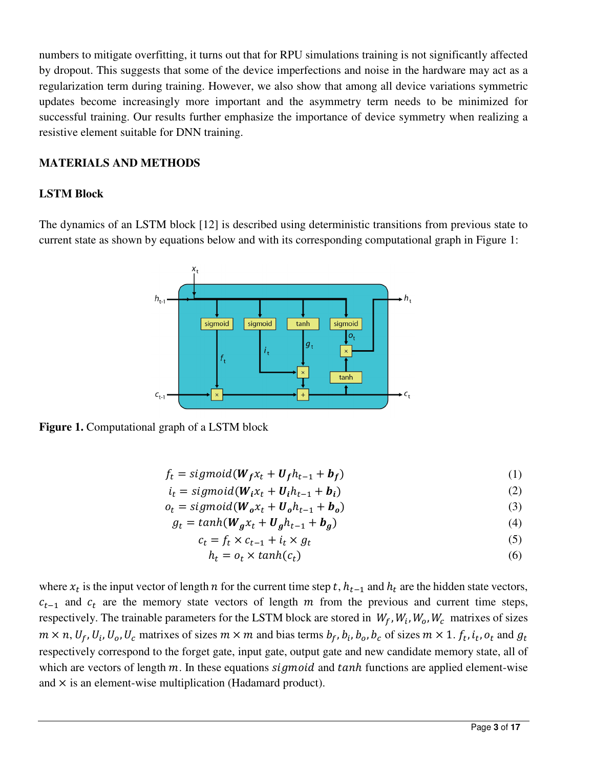numbers to mitigate overfitting, it turns out that for RPU simulations training is not significantly affected by dropout. This suggests that some of the device imperfections and noise in the hardware may act as a regularization term during training. However, we also show that among all device variations symmetric updates become increasingly more important and the asymmetry term needs to be minimized for successful training. Our results further emphasize the importance of device symmetry when realizing a resistive element suitable for DNN training.

## MATERIALS AND METHODS

### LSTM Block

The dynamics of an LSTM block [12] is described using deterministic transitions from previous state to current state as shown by equations below and with its corresponding computational graph in Figure 1:

**Figure 1.** Computational graph of a LSTM block

$$f_t = sigmoid(\boldsymbol{W_f} x_t + \boldsymbol{U_f} h_{t-1} + \boldsymbol{b_f}) \tag{1}$$

$$i_t = sigmoid(\boldsymbol{W_i} x_t + \boldsymbol{U_i} h_{t-1} + \boldsymbol{b_i}) \tag{2}$$

$$o_t = sigmoid(\boldsymbol{W_o} x_t + \boldsymbol{U_o} h_{t-1} + \boldsymbol{b_o}) \tag{3}$$

$$g_t = tanh(\boldsymbol{W_g} x_t + \boldsymbol{U_g} h_{t-1} + \boldsymbol{b_g}) \tag{4}$$

$$c_t = f_t \times c_{t-1} + i_t \times g_t \tag{5}$$

$$h_t = o_t \times tanh(c_t) \tag{6}$$

where $x_t$ is the input vector of length $n$ for the current time step $t$, $h_{t-1}$ and $h_t$ are the hidden state vectors, $c_{t-1}$ and $c_t$ are the memory state vectors of length $m$ from the previous and current time steps, respectively. The trainable parameters for the LSTM block are stored in $W_f, W_i, W_o, W_c$ matrixes of sizes $m \times n$, $U_f, U_i, U_o, U_c$ matrixes of sizes $m \times m$ and bias terms $b_f, b_i, b_o, b_c$ of sizes $m \times 1$. $f_t, i_t, o_t$ and $g_t$ respectively correspond to the forget gate, input gate, output gate and new candidate memory state, all of which are vectors of length $m$. In these equations $sigmoid$ and $tanh$ functions are applied element-wise and $\times$ is an element-wise multiplication (Hadamard product).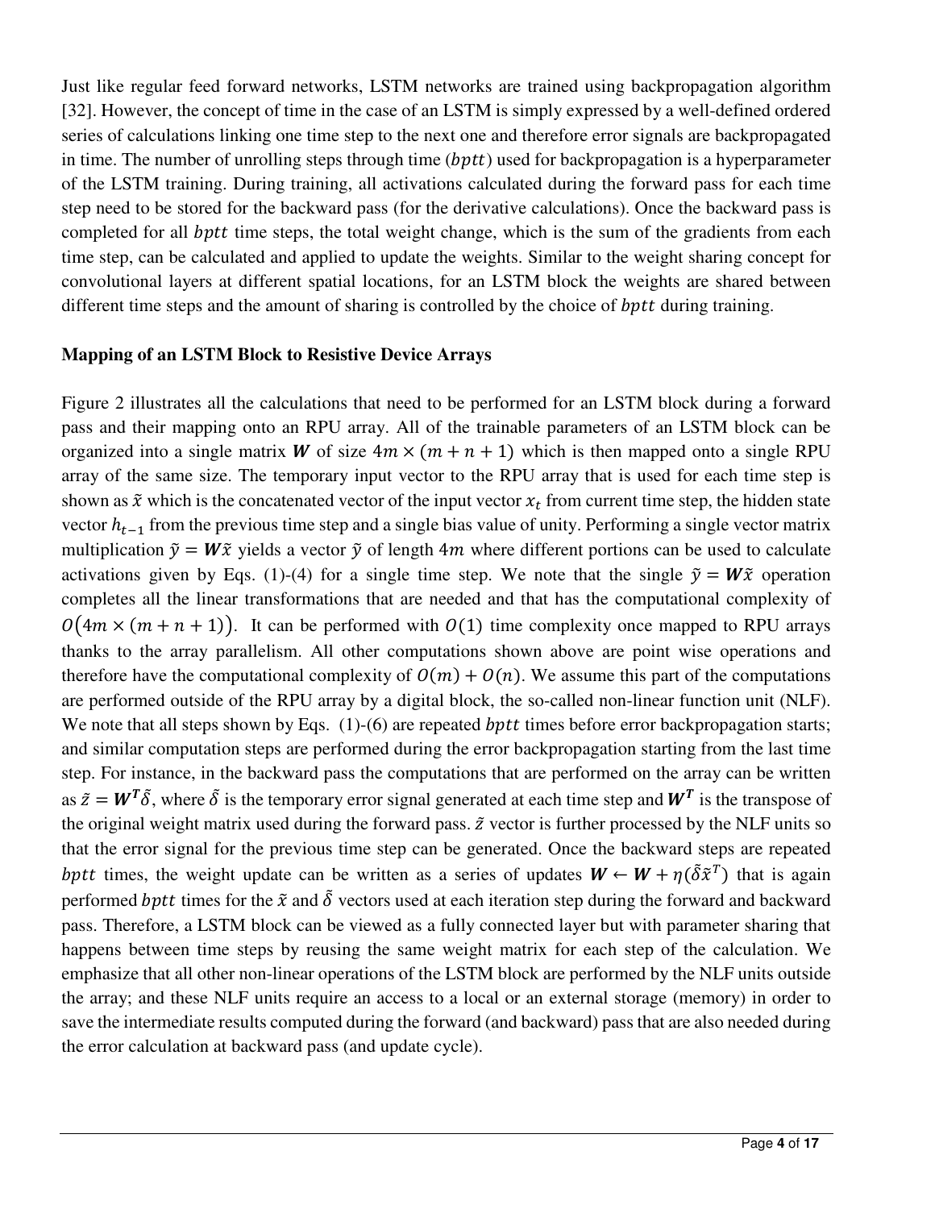Just like regular feed forward networks, LSTM networks are trained using backpropagation algorithm [32]. However, the concept of time in the case of an LSTM is simply expressed by a well-defined ordered series of calculations linking one time step to the next one and therefore error signals are backpropagated in time. The number of unrolling steps through time ($bptt$) used for backpropagation is a hyperparameter of the LSTM training. During training, all activations calculated during the forward pass for each time step need to be stored for the backward pass (for the derivative calculations). Once the backward pass is completed for all $bptt$ time steps, the total weight change, which is the sum of the gradients from each time step, can be calculated and applied to update the weights. Similar to the weight sharing concept for convolutional layers at different spatial locations, for an LSTM block the weights are shared between different time steps and the amount of sharing is controlled by the choice of $bptt$ during training.

**Mapping of an LSTM Block to Resistive Device Arrays**

Figure 2 illustrates all the calculations that need to be performed for an LSTM block during a forward pass and their mapping onto an RPU array. All of the trainable parameters of an LSTM block can be organized into a single matrix $\boldsymbol{W}$ of size $4m \times (m+n+1)$ which is then mapped onto a single RPU array of the same size. The temporary input vector to the RPU array that is used for each time step is shown as $\tilde{x}$ which is the concatenated vector of the input vector $x_t$ from current time step, the hidden state vector $h_{t-1}$ from the previous time step and a single bias value of unity. Performing a single vector matrix multiplication $\tilde{y} = \boldsymbol{W}\tilde{x}$ yields a vector $\tilde{y}$ of length $4m$ where different portions can be used to calculate activations given by Eqs. (1)-(4) for a single time step. We note that the single $\tilde{y} = \boldsymbol{W}\tilde{x}$ operation completes all the linear transformations that are needed and that has the computational complexity of $O\big(4m \times (m+n+1)\big)$. It can be performed with $O(1)$ time complexity once mapped to RPU arrays thanks to the array parallelism. All other computations shown above are point wise operations and therefore have the computational complexity of $O(m) + O(n)$. We assume this part of the computations are performed outside of the RPU array by a digital block, the so-called non-linear function unit (NLF). We note that all steps shown by Eqs. (1)-(6) are repeated $bptt$ times before error backpropagation starts; and similar computation steps are performed during the error backpropagation starting from the last time step. For instance, in the backward pass the computations that are performed on the array can be written as $\tilde{z} = \boldsymbol{W^T}\tilde{\delta}$, where $\tilde{\delta}$ is the temporary error signal generated at each time step and $\boldsymbol{W^T}$ is the transpose of the original weight matrix used during the forward pass. $\tilde{z}$ vector is further processed by the NLF units so that the error signal for the previous time step can be generated. Once the backward steps are repeated $bptt$ times, the weight update can be written as a series of updates $\boldsymbol{W} \leftarrow \boldsymbol{W} + \eta(\tilde{\delta}\tilde{x}^T)$ that is again performed $bptt$ times for the $\tilde{x}$ and $\tilde{\delta}$ vectors used at each iteration step during the forward and backward pass. Therefore, a LSTM block can be viewed as a fully connected layer but with parameter sharing that happens between time steps by reusing the same weight matrix for each step of the calculation. We emphasize that all other non-linear operations of the LSTM block are performed by the NLF units outside the array; and these NLF units require an access to a local or an external storage (memory) in order to save the intermediate results computed during the forward (and backward) pass that are also needed during the error calculation at backward pass (and update cycle).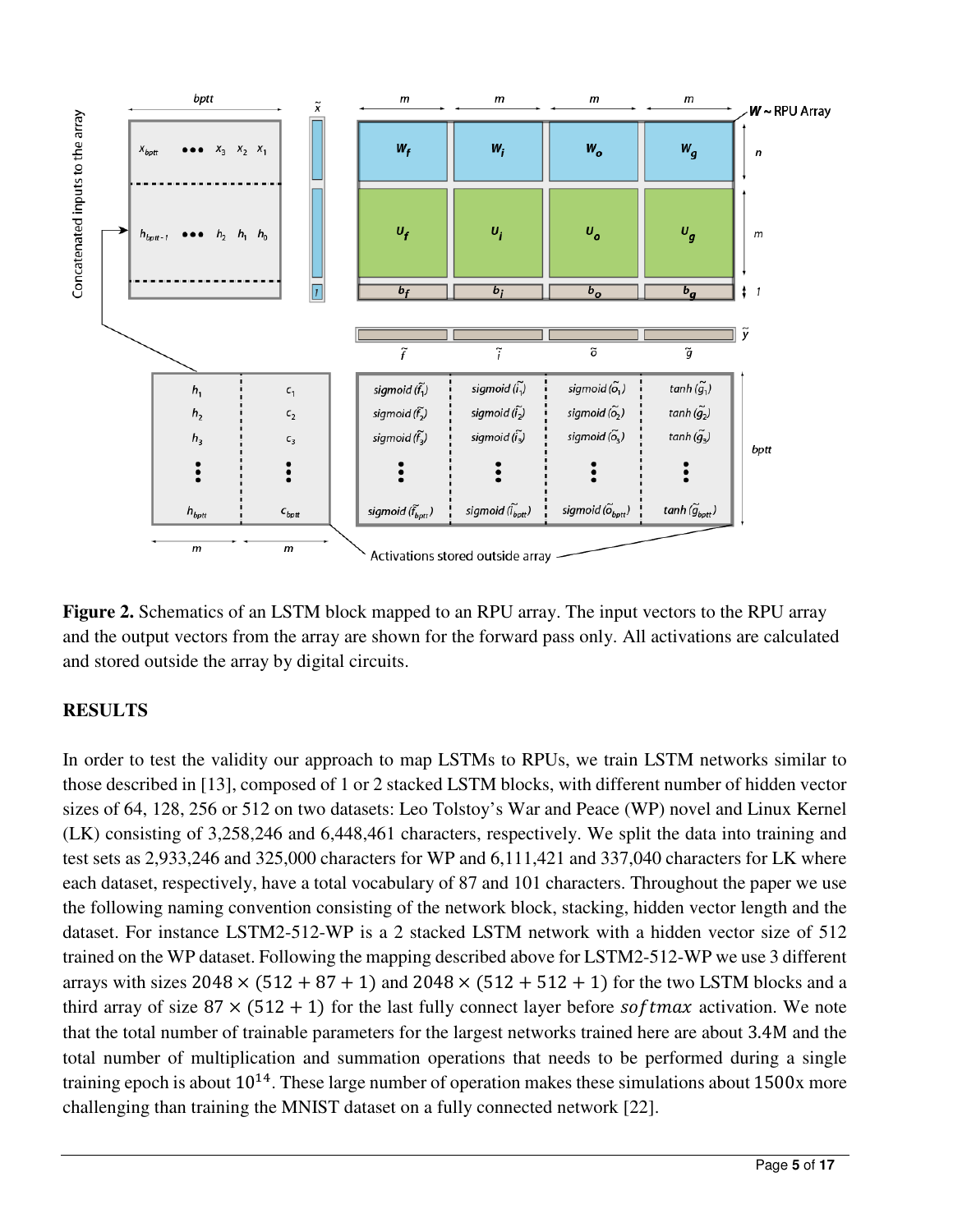**Figure 2.** Schematics of an LSTM block mapped to an RPU array. The input vectors to the RPU array and the output vectors from the array are shown for the forward pass only. All activations are calculated and stored outside the array by digital circuits.

## RESULTS

In order to test the validity our approach to map LSTMs to RPUs, we train LSTM networks similar to those described in [13], composed of 1 or 2 stacked LSTM blocks, with different number of hidden vector sizes of 64, 128, 256 or 512 on two datasets: Leo Tolstoy's War and Peace (WP) novel and Linux Kernel (LK) consisting of 3,258,246 and 6,448,461 characters, respectively. We split the data into training and test sets as 2,933,246 and 325,000 characters for WP and 6,111,421 and 337,040 characters for LK where each dataset, respectively, have a total vocabulary of 87 and 101 characters. Throughout the paper we use the following naming convention consisting of the network block, stacking, hidden vector length and the dataset. For instance LSTM2-512-WP is a 2 stacked LSTM network with a hidden vector size of 512 trained on the WP dataset. Following the mapping described above for LSTM2-512-WP we use 3 different arrays with sizes $2048 \times (512 + 87 + 1)$ and $2048 \times (512 + 512 + 1)$ for the two LSTM blocks and a third array of size $87 \times (512 + 1)$ for the last fully connect layer before $softmax$ activation. We note that the total number of trainable parameters for the largest networks trained here are about 3.4M and the total number of multiplication and summation operations that needs to be performed during a single training epoch is about $10^{14}$. These large number of operation makes these simulations about 1500x more challenging than training the MNIST dataset on a fully connected network [22].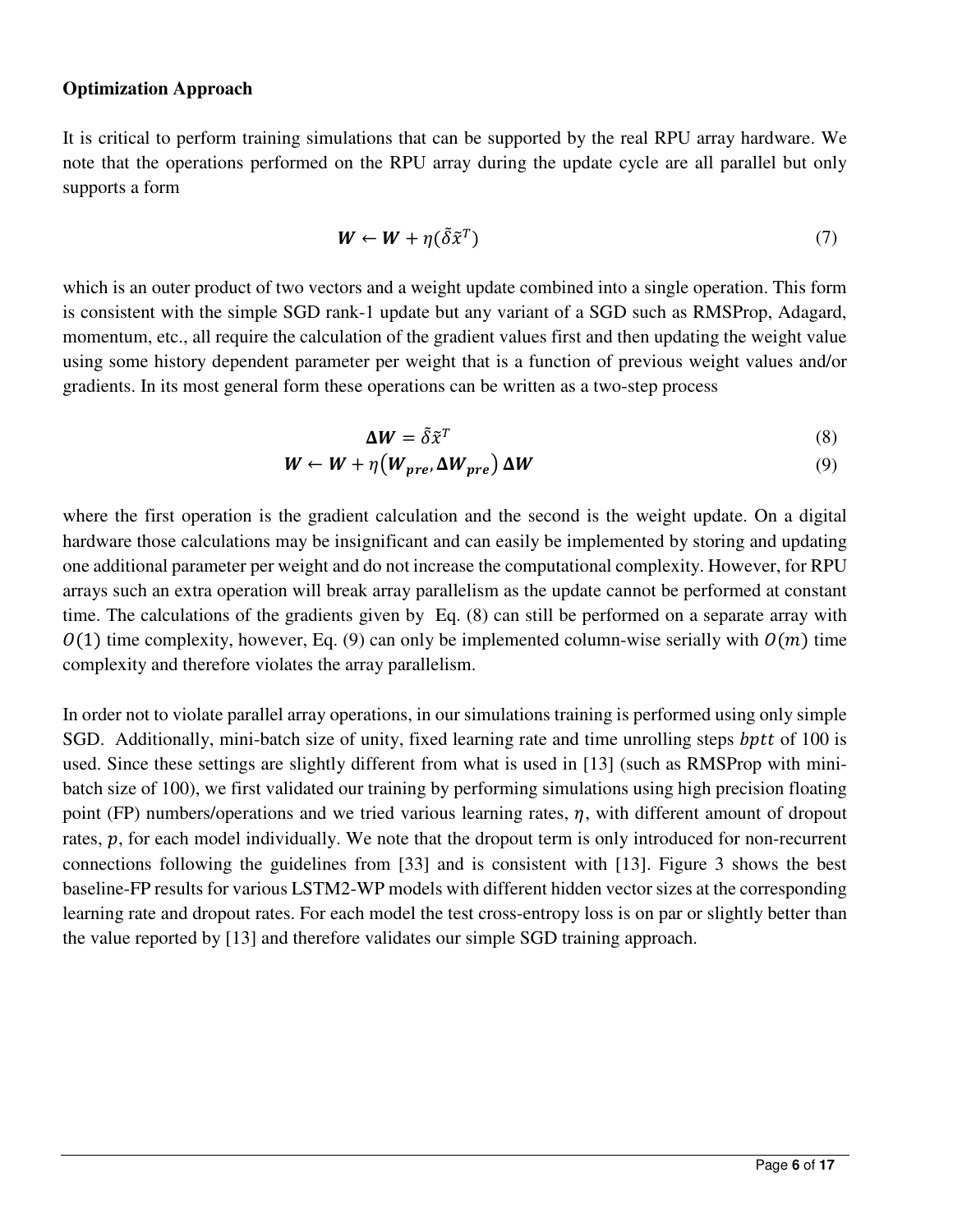**Optimization Approach**

It is critical to perform training simulations that can be supported by the real RPU array hardware. We note that the operations performed on the RPU array during the update cycle are all parallel but only supports a form

$$\boldsymbol{W} \leftarrow \boldsymbol{W} + \eta(\tilde{\delta}\tilde{x}^T) \tag{7}$$

which is an outer product of two vectors and a weight update combined into a single operation. This form is consistent with the simple SGD rank-1 update but any variant of a SGD such as RMSProp, Adagard, momentum, etc., all require the calculation of the gradient values first and then updating the weight value using some history dependent parameter per weight that is a function of previous weight values and/or gradients. In its most general form these operations can be written as a two-step process

$$\boldsymbol{\Delta W} = \tilde{\delta}\tilde{x}^T \tag{8}$$

$$\boldsymbol{W} \leftarrow \boldsymbol{W} + \eta\left(\boldsymbol{W_{pre}}, \boldsymbol{\Delta W_{pre}}\right) \boldsymbol{\Delta W} \tag{9}$$

where the first operation is the gradient calculation and the second is the weight update. On a digital hardware those calculations may be insignificant and can easily be implemented by storing and updating one additional parameter per weight and do not increase the computational complexity. However, for RPU arrays such an extra operation will break array parallelism as the update cannot be performed at constant time. The calculations of the gradients given by Eq. (8) can still be performed on a separate array with $O(1)$ time complexity, however, Eq. (9) can only be implemented column-wise serially with $O(m)$ time complexity and therefore violates the array parallelism.

In order not to violate parallel array operations, in our simulations training is performed using only simple SGD. Additionally, mini-batch size of unity, fixed learning rate and time unrolling steps $bptt$ of 100 is used. Since these settings are slightly different from what is used in [13] (such as RMSProp with mini-batch size of 100), we first validated our training by performing simulations using high precision floating point (FP) numbers/operations and we tried various learning rates, $\eta$, with different amount of dropout rates, $p$, for each model individually. We note that the dropout term is only introduced for non-recurrent connections following the guidelines from [33] and is consistent with [13]. Figure 3 shows the best baseline-FP results for various LSTM2-WP models with different hidden vector sizes at the corresponding learning rate and dropout rates. For each model the test cross-entropy loss is on par or slightly better than the value reported by [13] and therefore validates our simple SGD training approach.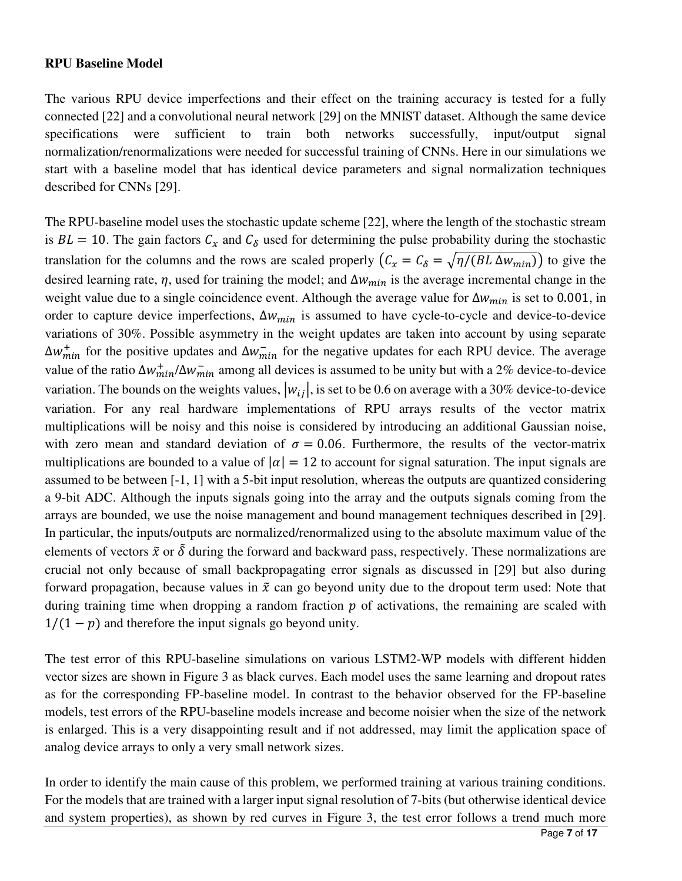**RPU Baseline Model**

The various RPU device imperfections and their effect on the training accuracy is tested for a fully connected [22] and a convolutional neural network [29] on the MNIST dataset. Although the same device specifications were sufficient to train both networks successfully, input/output signal normalization/renormalizations were needed for successful training of CNNs. Here in our simulations we start with a baseline model that has identical device parameters and signal normalization techniques described for CNNs [29].

The RPU-baseline model uses the stochastic update scheme [22], where the length of the stochastic stream is $BL = 10$. The gain factors $C_x$ and $C_\delta$ used for determining the pulse probability during the stochastic translation for the columns and the rows are scaled properly $\left(C_x = C_\delta = \sqrt{\eta/(BL\,\Delta w_{min})}\right)$ to give the desired learning rate, $\eta$, used for training the model; and $\Delta w_{min}$ is the average incremental change in the weight value due to a single coincidence event. Although the average value for $\Delta w_{min}$ is set to $0.001$, in order to capture device imperfections, $\Delta w_{min}$ is assumed to have cycle-to-cycle and device-to-device variations of 30%. Possible asymmetry in the weight updates are taken into account by using separate $\Delta w_{min}^{+}$ for the positive updates and $\Delta w_{min}^{-}$ for the negative updates for each RPU device. The average value of the ratio $\Delta w_{min}^{+}/\Delta w_{min}^{-}$ among all devices is assumed to be unity but with a 2% device-to-device variation. The bounds on the weights values, $|w_{ij}|$, is set to be 0.6 on average with a 30% device-to-device variation. For any real hardware implementations of RPU arrays results of the vector matrix multiplications will be noisy and this noise is considered by introducing an additional Gaussian noise, with zero mean and standard deviation of $\sigma = 0.06$. Furthermore, the results of the vector-matrix multiplications are bounded to a value of $|\alpha| = 12$ to account for signal saturation. The input signals are assumed to be between [-1, 1] with a 5-bit input resolution, whereas the outputs are quantized considering a 9-bit ADC. Although the inputs signals going into the array and the outputs signals coming from the arrays are bounded, we use the noise management and bound management techniques described in [29]. In particular, the inputs/outputs are normalized/renormalized using to the absolute maximum value of the elements of vectors $\tilde{x}$ or $\tilde{\delta}$ during the forward and backward pass, respectively. These normalizations are crucial not only because of small backpropagating error signals as discussed in [29] but also during forward propagation, because values in $\tilde{x}$ can go beyond unity due to the dropout term used: Note that during training time when dropping a random fraction $p$ of activations, the remaining are scaled with $1/(1-p)$ and therefore the input signals go beyond unity.

The test error of this RPU-baseline simulations on various LSTM2-WP models with different hidden vector sizes are shown in Figure 3 as black curves. Each model uses the same learning and dropout rates as for the corresponding FP-baseline model. In contrast to the behavior observed for the FP-baseline models, test errors of the RPU-baseline models increase and become noisier when the size of the network is enlarged. This is a very disappointing result and if not addressed, may limit the application space of analog device arrays to only a very small network sizes.

In order to identify the main cause of this problem, we performed training at various training conditions. For the models that are trained with a larger input signal resolution of 7-bits (but otherwise identical device and system properties), as shown by red curves in Figure 3, the test error follows a trend much more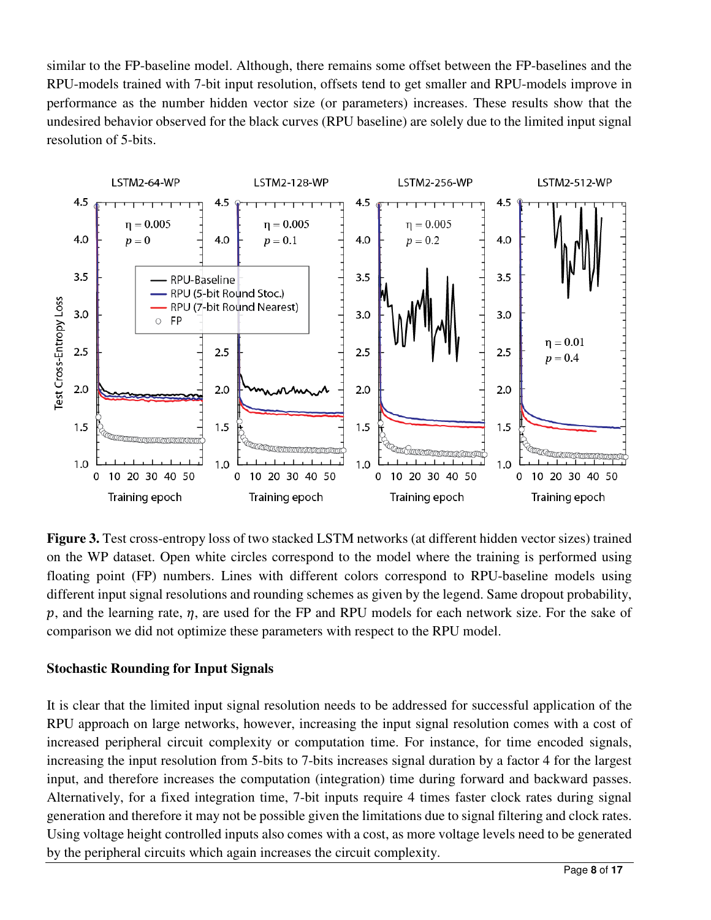similar to the FP-baseline model. Although, there remains some offset between the FP-baselines and the RPU-models trained with 7-bit input resolution, offsets tend to get smaller and RPU-models improve in performance as the number hidden vector size (or parameters) increases. These results show that the undesired behavior observed for the black curves (RPU baseline) are solely due to the limited input signal resolution of 5-bits.

**Figure 3.** Test cross-entropy loss of two stacked LSTM networks (at different hidden vector sizes) trained on the WP dataset. Open white circles correspond to the model where the training is performed using floating point (FP) numbers. Lines with different colors correspond to RPU-baseline models using different input signal resolutions and rounding schemes as given by the legend. Same dropout probability, $p$, and the learning rate, $\eta$, are used for the FP and RPU models for each network size. For the sake of comparison we did not optimize these parameters with respect to the RPU model.

### Stochastic Rounding for Input Signals

It is clear that the limited input signal resolution needs to be addressed for successful application of the RPU approach on large networks, however, increasing the input signal resolution comes with a cost of increased peripheral circuit complexity or computation time. For instance, for time encoded signals, increasing the input resolution from 5-bits to 7-bits increases signal duration by a factor 4 for the largest input, and therefore increases the computation (integration) time during forward and backward passes. Alternatively, for a fixed integration time, 7-bit inputs require 4 times faster clock rates during signal generation and therefore it may not be possible given the limitations due to signal filtering and clock rates. Using voltage height controlled inputs also comes with a cost, as more voltage levels need to be generated by the peripheral circuits which again increases the circuit complexity.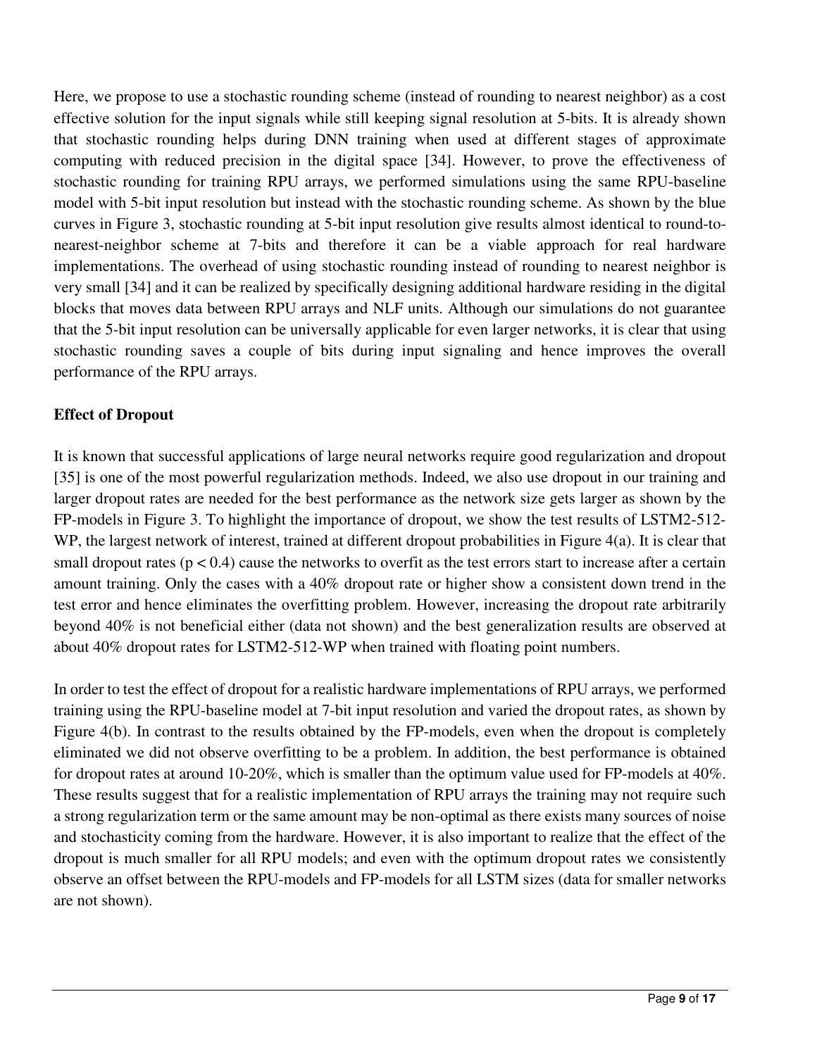Here, we propose to use a stochastic rounding scheme (instead of rounding to nearest neighbor) as a cost effective solution for the input signals while still keeping signal resolution at 5-bits. It is already shown that stochastic rounding helps during DNN training when used at different stages of approximate computing with reduced precision in the digital space [34]. However, to prove the effectiveness of stochastic rounding for training RPU arrays, we performed simulations using the same RPU-baseline model with 5-bit input resolution but instead with the stochastic rounding scheme. As shown by the blue curves in Figure 3, stochastic rounding at 5-bit input resolution give results almost identical to round-to-nearest-neighbor scheme at 7-bits and therefore it can be a viable approach for real hardware implementations. The overhead of using stochastic rounding instead of rounding to nearest neighbor is very small [34] and it can be realized by specifically designing additional hardware residing in the digital blocks that moves data between RPU arrays and NLF units. Although our simulations do not guarantee that the 5-bit input resolution can be universally applicable for even larger networks, it is clear that using stochastic rounding saves a couple of bits during input signaling and hence improves the overall performance of the RPU arrays.

**Effect of Dropout**

It is known that successful applications of large neural networks require good regularization and dropout [35] is one of the most powerful regularization methods. Indeed, we also use dropout in our training and larger dropout rates are needed for the best performance as the network size gets larger as shown by the FP-models in Figure 3. To highlight the importance of dropout, we show the test results of LSTM2-512-WP, the largest network of interest, trained at different dropout probabilities in Figure 4(a). It is clear that small dropout rates ($p < 0.4$) cause the networks to overfit as the test errors start to increase after a certain amount training. Only the cases with a 40% dropout rate or higher show a consistent down trend in the test error and hence eliminates the overfitting problem. However, increasing the dropout rate arbitrarily beyond 40% is not beneficial either (data not shown) and the best generalization results are observed at about 40% dropout rates for LSTM2-512-WP when trained with floating point numbers.

In order to test the effect of dropout for a realistic hardware implementations of RPU arrays, we performed training using the RPU-baseline model at 7-bit input resolution and varied the dropout rates, as shown by Figure 4(b). In contrast to the results obtained by the FP-models, even when the dropout is completely eliminated we did not observe overfitting to be a problem. In addition, the best performance is obtained for dropout rates at around 10-20%, which is smaller than the optimum value used for FP-models at 40%. These results suggest that for a realistic implementation of RPU arrays the training may not require such a strong regularization term or the same amount may be non-optimal as there exists many sources of noise and stochasticity coming from the hardware. However, it is also important to realize that the effect of the dropout is much smaller for all RPU models; and even with the optimum dropout rates we consistently observe an offset between the RPU-models and FP-models for all LSTM sizes (data for smaller networks are not shown).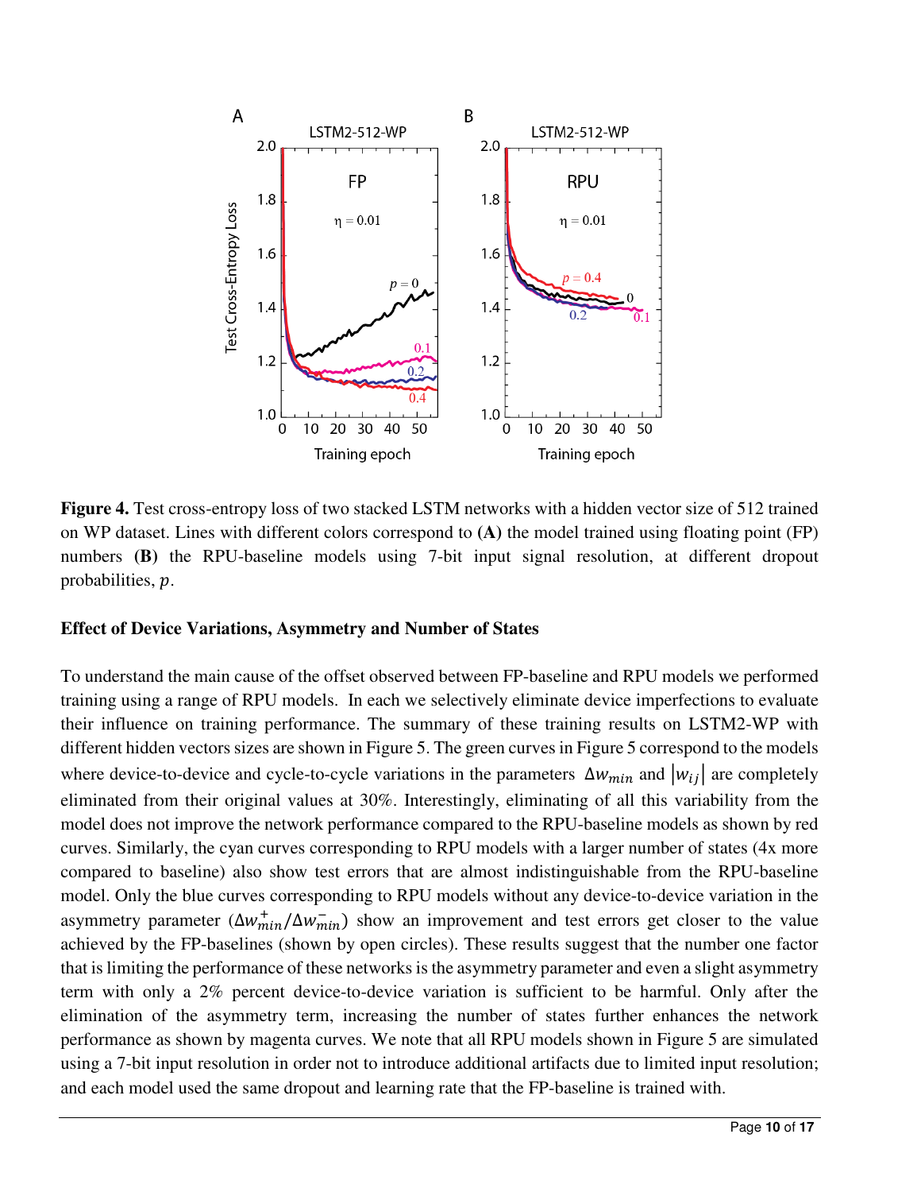**Figure 4.** Test cross-entropy loss of two stacked LSTM networks with a hidden vector size of 512 trained on WP dataset. Lines with different colors correspond to **(A)** the model trained using floating point (FP) numbers **(B)** the RPU-baseline models using 7-bit input signal resolution, at different dropout probabilities, $p$.

### Effect of Device Variations, Asymmetry and Number of States

To understand the main cause of the offset observed between FP-baseline and RPU models we performed training using a range of RPU models. In each we selectively eliminate device imperfections to evaluate their influence on training performance. The summary of these training results on LSTM2-WP with different hidden vectors sizes are shown in Figure 5. The green curves in Figure 5 correspond to the models where device-to-device and cycle-to-cycle variations in the parameters $\Delta w_{min}$ and $|w_{ij}|$ are completely eliminated from their original values at 30%. Interestingly, eliminating of all this variability from the model does not improve the network performance compared to the RPU-baseline models as shown by red curves. Similarly, the cyan curves corresponding to RPU models with a larger number of states (4x more compared to baseline) also show test errors that are almost indistinguishable from the RPU-baseline model. Only the blue curves corresponding to RPU models without any device-to-device variation in the asymmetry parameter ($\Delta w_{min}^{+}/\Delta w_{min}^{-}$) show an improvement and test errors get closer to the value achieved by the FP-baselines (shown by open circles). These results suggest that the number one factor that is limiting the performance of these networks is the asymmetry parameter and even a slight asymmetry term with only a 2% percent device-to-device variation is sufficient to be harmful. Only after the elimination of the asymmetry term, increasing the number of states further enhances the network performance as shown by magenta curves. We note that all RPU models shown in Figure 5 are simulated using a 7-bit input resolution in order not to introduce additional artifacts due to limited input resolution; and each model used the same dropout and learning rate that the FP-baseline is trained with.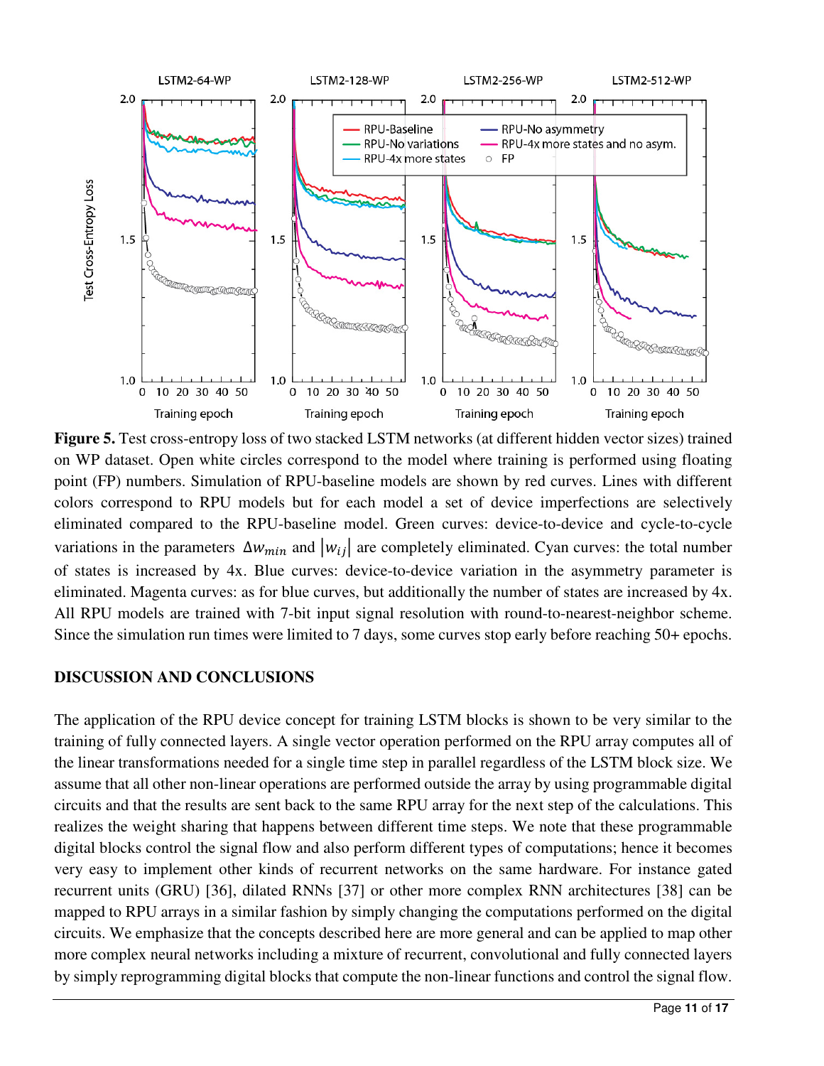**Figure 5.** Test cross-entropy loss of two stacked LSTM networks (at different hidden vector sizes) trained on WP dataset. Open white circles correspond to the model where training is performed using floating point (FP) numbers. Simulation of RPU-baseline models are shown by red curves. Lines with different colors correspond to RPU models but for each model a set of device imperfections are selectively eliminated compared to the RPU-baseline model. Green curves: device-to-device and cycle-to-cycle variations in the parameters $\Delta w_{min}$ and $|w_{ij}|$ are completely eliminated. Cyan curves: the total number of states is increased by 4x. Blue curves: device-to-device variation in the asymmetry parameter is eliminated. Magenta curves: as for blue curves, but additionally the number of states are increased by 4x. All RPU models are trained with 7-bit input signal resolution with round-to-nearest-neighbor scheme. Since the simulation run times were limited to 7 days, some curves stop early before reaching 50+ epochs.

## DISCUSSION AND CONCLUSIONS

The application of the RPU device concept for training LSTM blocks is shown to be very similar to the training of fully connected layers. A single vector operation performed on the RPU array computes all of the linear transformations needed for a single time step in parallel regardless of the LSTM block size. We assume that all other non-linear operations are performed outside the array by using programmable digital circuits and that the results are sent back to the same RPU array for the next step of the calculations. This realizes the weight sharing that happens between different time steps. We note that these programmable digital blocks control the signal flow and also perform different types of computations; hence it becomes very easy to implement other kinds of recurrent networks on the same hardware. For instance gated recurrent units (GRU) [36], dilated RNNs [37] or other more complex RNN architectures [38] can be mapped to RPU arrays in a similar fashion by simply changing the computations performed on the digital circuits. We emphasize that the concepts described here are more general and can be applied to map other more complex neural networks including a mixture of recurrent, convolutional and fully connected layers by simply reprogramming digital blocks that compute the non-linear functions and control the signal flow.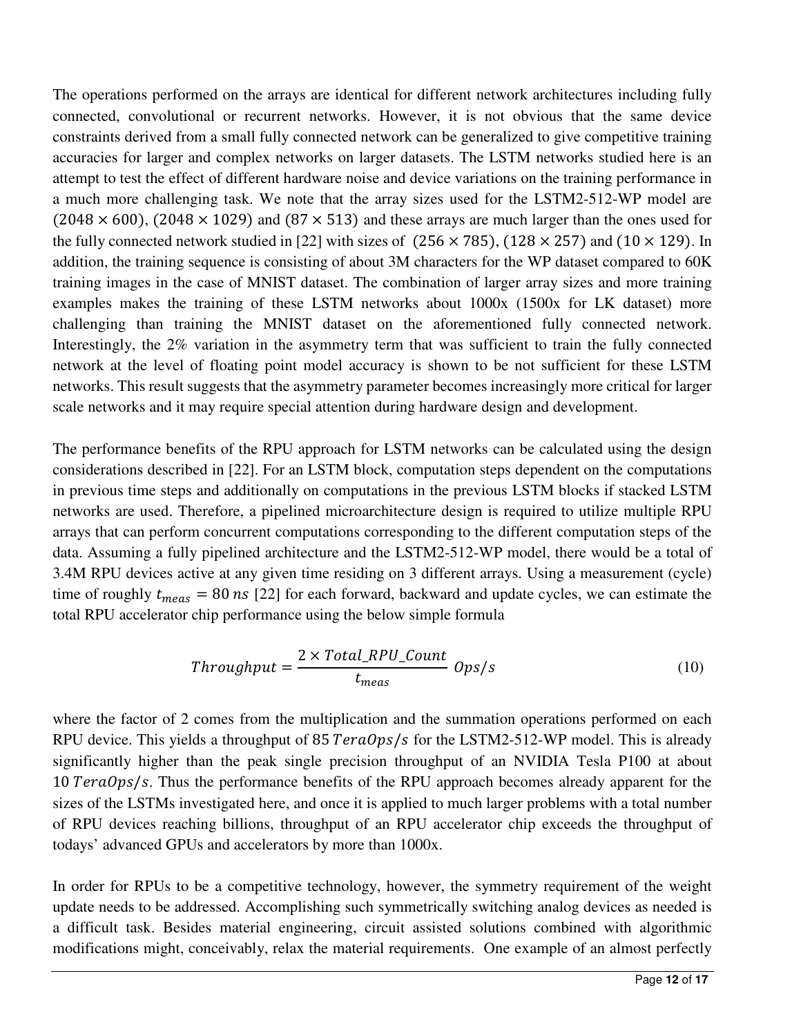The operations performed on the arrays are identical for different network architectures including fully connected, convolutional or recurrent networks. However, it is not obvious that the same device constraints derived from a small fully connected network can be generalized to give competitive training accuracies for larger and complex networks on larger datasets. The LSTM networks studied here is an attempt to test the effect of different hardware noise and device variations on the training performance in a much more challenging task. We note that the array sizes used for the LSTM2-512-WP model are $(2048 \times 600)$, $(2048 \times 1029)$ and $(87 \times 513)$ and these arrays are much larger than the ones used for the fully connected network studied in [22] with sizes of $(256 \times 785)$, $(128 \times 257)$ and $(10 \times 129)$. In addition, the training sequence is consisting of about 3M characters for the WP dataset compared to 60K training images in the case of MNIST dataset. The combination of larger array sizes and more training examples makes the training of these LSTM networks about 1000x (1500x for LK dataset) more challenging than training the MNIST dataset on the aforementioned fully connected network. Interestingly, the 2% variation in the asymmetry term that was sufficient to train the fully connected network at the level of floating point model accuracy is shown to be not sufficient for these LSTM networks. This result suggests that the asymmetry parameter becomes increasingly more critical for larger scale networks and it may require special attention during hardware design and development.

The performance benefits of the RPU approach for LSTM networks can be calculated using the design considerations described in [22]. For an LSTM block, computation steps dependent on the computations in previous time steps and additionally on computations in the previous LSTM blocks if stacked LSTM networks are used. Therefore, a pipelined microarchitecture design is required to utilize multiple RPU arrays that can perform concurrent computations corresponding to the different computation steps of the data. Assuming a fully pipelined architecture and the LSTM2-512-WP model, there would be a total of 3.4M RPU devices active at any given time residing on 3 different arrays. Using a measurement (cycle) time of roughly $t_{meas} = 80\ ns$ [22] for each forward, backward and update cycles, we can estimate the total RPU accelerator chip performance using the below simple formula

$$Throughput = \frac{2 \times Total\_RPU\_Count}{t_{meas}}\ Ops/s \tag{10}$$

where the factor of 2 comes from the multiplication and the summation operations performed on each RPU device. This yields a throughput of 85 $TeraOps/s$ for the LSTM2-512-WP model. This is already significantly higher than the peak single precision throughput of an NVIDIA Tesla P100 at about 10 $TeraOps/s$. Thus the performance benefits of the RPU approach becomes already apparent for the sizes of the LSTMs investigated here, and once it is applied to much larger problems with a total number of RPU devices reaching billions, throughput of an RPU accelerator chip exceeds the throughput of todays' advanced GPUs and accelerators by more than 1000x.

In order for RPUs to be a competitive technology, however, the symmetry requirement of the weight update needs to be addressed. Accomplishing such symmetrically switching analog devices as needed is a difficult task. Besides material engineering, circuit assisted solutions combined with algorithmic modifications might, conceivably, relax the material requirements. One example of an almost perfectly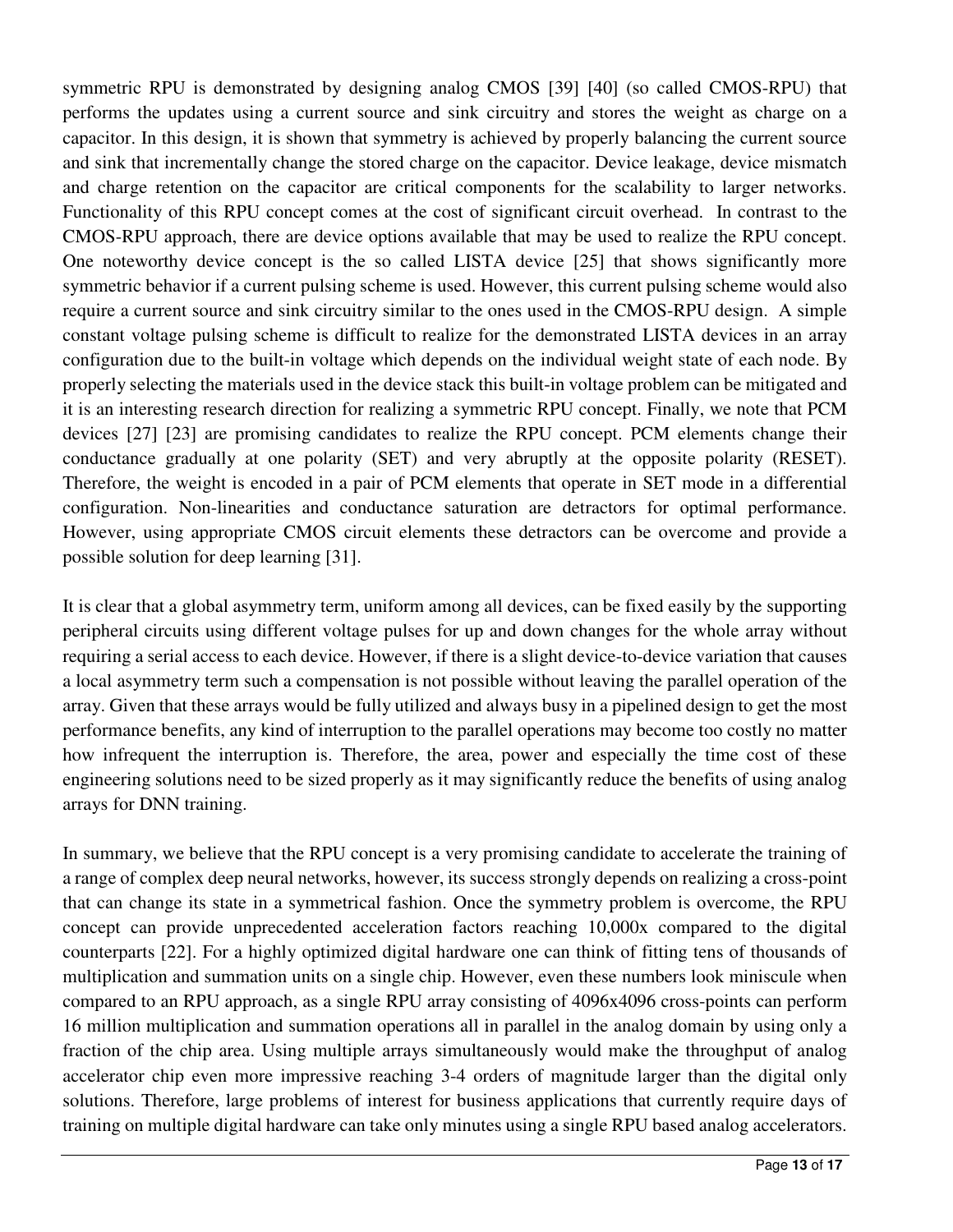symmetric RPU is demonstrated by designing analog CMOS [39] [40] (so called CMOS-RPU) that performs the updates using a current source and sink circuitry and stores the weight as charge on a capacitor. In this design, it is shown that symmetry is achieved by properly balancing the current source and sink that incrementally change the stored charge on the capacitor. Device leakage, device mismatch and charge retention on the capacitor are critical components for the scalability to larger networks. Functionality of this RPU concept comes at the cost of significant circuit overhead. In contrast to the CMOS-RPU approach, there are device options available that may be used to realize the RPU concept. One noteworthy device concept is the so called LISTA device [25] that shows significantly more symmetric behavior if a current pulsing scheme is used. However, this current pulsing scheme would also require a current source and sink circuitry similar to the ones used in the CMOS-RPU design. A simple constant voltage pulsing scheme is difficult to realize for the demonstrated LISTA devices in an array configuration due to the built-in voltage which depends on the individual weight state of each node. By properly selecting the materials used in the device stack this built-in voltage problem can be mitigated and it is an interesting research direction for realizing a symmetric RPU concept. Finally, we note that PCM devices [27] [23] are promising candidates to realize the RPU concept. PCM elements change their conductance gradually at one polarity (SET) and very abruptly at the opposite polarity (RESET). Therefore, the weight is encoded in a pair of PCM elements that operate in SET mode in a differential configuration. Non-linearities and conductance saturation are detractors for optimal performance. However, using appropriate CMOS circuit elements these detractors can be overcome and provide a possible solution for deep learning [31].

It is clear that a global asymmetry term, uniform among all devices, can be fixed easily by the supporting peripheral circuits using different voltage pulses for up and down changes for the whole array without requiring a serial access to each device. However, if there is a slight device-to-device variation that causes a local asymmetry term such a compensation is not possible without leaving the parallel operation of the array. Given that these arrays would be fully utilized and always busy in a pipelined design to get the most performance benefits, any kind of interruption to the parallel operations may become too costly no matter how infrequent the interruption is. Therefore, the area, power and especially the time cost of these engineering solutions need to be sized properly as it may significantly reduce the benefits of using analog arrays for DNN training.

In summary, we believe that the RPU concept is a very promising candidate to accelerate the training of a range of complex deep neural networks, however, its success strongly depends on realizing a cross-point that can change its state in a symmetrical fashion. Once the symmetry problem is overcome, the RPU concept can provide unprecedented acceleration factors reaching 10,000x compared to the digital counterparts [22]. For a highly optimized digital hardware one can think of fitting tens of thousands of multiplication and summation units on a single chip. However, even these numbers look miniscule when compared to an RPU approach, as a single RPU array consisting of 4096x4096 cross-points can perform 16 million multiplication and summation operations all in parallel in the analog domain by using only a fraction of the chip area. Using multiple arrays simultaneously would make the throughput of analog accelerator chip even more impressive reaching 3-4 orders of magnitude larger than the digital only solutions. Therefore, large problems of interest for business applications that currently require days of training on multiple digital hardware can take only minutes using a single RPU based analog accelerators.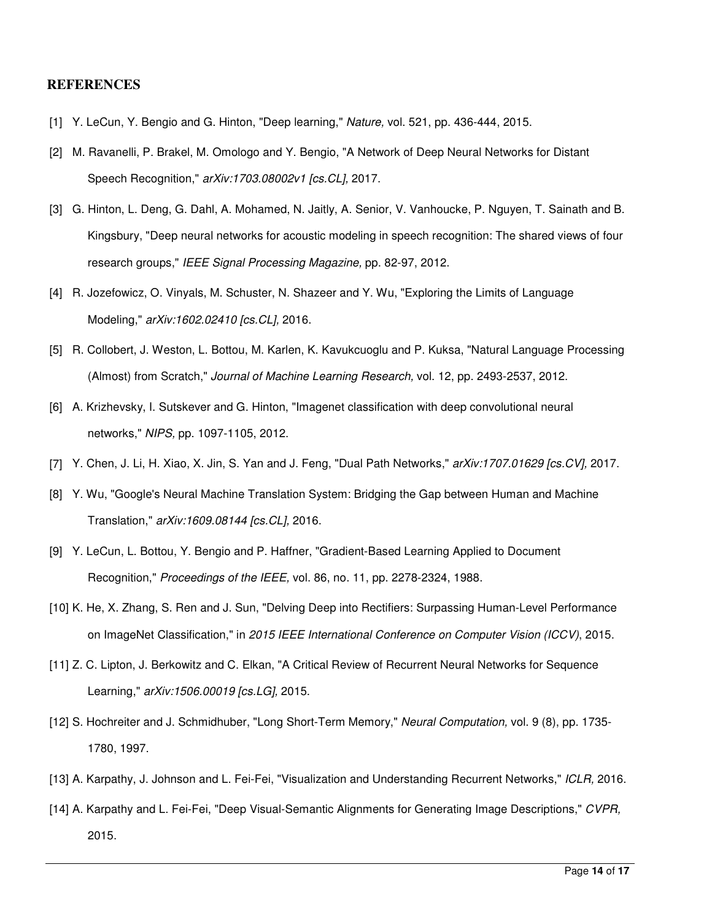## REFERENCES

[1] Y. LeCun, Y. Bengio and G. Hinton, "Deep learning," *Nature,* vol. 521, pp. 436-444, 2015.

[2] M. Ravanelli, P. Brakel, M. Omologo and Y. Bengio, "A Network of Deep Neural Networks for Distant Speech Recognition," *arXiv:1703.08002v1 [cs.CL],* 2017.

[3] G. Hinton, L. Deng, G. Dahl, A. Mohamed, N. Jaitly, A. Senior, V. Vanhoucke, P. Nguyen, T. Sainath and B. Kingsbury, "Deep neural networks for acoustic modeling in speech recognition: The shared views of four research groups," *IEEE Signal Processing Magazine,* pp. 82-97, 2012.

[4] R. Jozefowicz, O. Vinyals, M. Schuster, N. Shazeer and Y. Wu, "Exploring the Limits of Language Modeling," *arXiv:1602.02410 [cs.CL],* 2016.

[5] R. Collobert, J. Weston, L. Bottou, M. Karlen, K. Kavukcuoglu and P. Kuksa, "Natural Language Processing (Almost) from Scratch," *Journal of Machine Learning Research,* vol. 12, pp. 2493-2537, 2012.

[6] A. Krizhevsky, I. Sutskever and G. Hinton, "Imagenet classification with deep convolutional neural networks," *NIPS,* pp. 1097-1105, 2012.

[7] Y. Chen, J. Li, H. Xiao, X. Jin, S. Yan and J. Feng, "Dual Path Networks," *arXiv:1707.01629 [cs.CV],* 2017.

[8] Y. Wu, "Google's Neural Machine Translation System: Bridging the Gap between Human and Machine Translation," *arXiv:1609.08144 [cs.CL],* 2016.

[9] Y. LeCun, L. Bottou, Y. Bengio and P. Haffner, "Gradient-Based Learning Applied to Document Recognition," *Proceedings of the IEEE,* vol. 86, no. 11, pp. 2278-2324, 1988.

[10] K. He, X. Zhang, S. Ren and J. Sun, "Delving Deep into Rectifiers: Surpassing Human-Level Performance on ImageNet Classification," in *2015 IEEE International Conference on Computer Vision (ICCV)*, 2015.

[11] Z. C. Lipton, J. Berkowitz and C. Elkan, "A Critical Review of Recurrent Neural Networks for Sequence Learning," *arXiv:1506.00019 [cs.LG],* 2015.

[12] S. Hochreiter and J. Schmidhuber, "Long Short-Term Memory," *Neural Computation,* vol. 9 (8), pp. 1735-1780, 1997.

[13] A. Karpathy, J. Johnson and L. Fei-Fei, "Visualization and Understanding Recurrent Networks," *ICLR,* 2016.

[14] A. Karpathy and L. Fei-Fei, "Deep Visual-Semantic Alignments for Generating Image Descriptions," *CVPR,* 2015.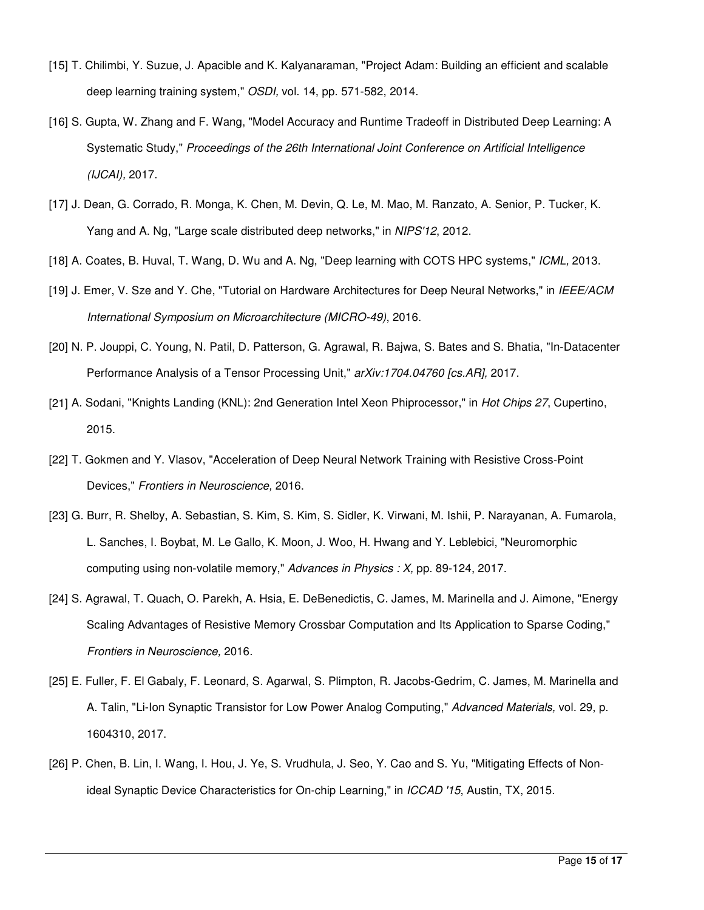[15] T. Chilimbi, Y. Suzue, J. Apacible and K. Kalyanaraman, "Project Adam: Building an efficient and scalable deep learning training system," *OSDI,* vol. 14, pp. 571-582, 2014.

[16] S. Gupta, W. Zhang and F. Wang, "Model Accuracy and Runtime Tradeoff in Distributed Deep Learning: A Systematic Study," *Proceedings of the 26th International Joint Conference on Artificial Intelligence (IJCAI),* 2017.

[17] J. Dean, G. Corrado, R. Monga, K. Chen, M. Devin, Q. Le, M. Mao, M. Ranzato, A. Senior, P. Tucker, K. Yang and A. Ng, "Large scale distributed deep networks," in *NIPS'12*, 2012.

[18] A. Coates, B. Huval, T. Wang, D. Wu and A. Ng, "Deep learning with COTS HPC systems," *ICML,* 2013.

[19] J. Emer, V. Sze and Y. Che, "Tutorial on Hardware Architectures for Deep Neural Networks," in *IEEE/ACM International Symposium on Microarchitecture (MICRO-49)*, 2016.

[20] N. P. Jouppi, C. Young, N. Patil, D. Patterson, G. Agrawal, R. Bajwa, S. Bates and S. Bhatia, "In-Datacenter Performance Analysis of a Tensor Processing Unit," *arXiv:1704.04760 [cs.AR],* 2017.

[21] A. Sodani, "Knights Landing (KNL): 2nd Generation Intel Xeon Phiprocessor," in *Hot Chips 27*, Cupertino, 2015.

[22] T. Gokmen and Y. Vlasov, "Acceleration of Deep Neural Network Training with Resistive Cross-Point Devices," *Frontiers in Neuroscience,* 2016.

[23] G. Burr, R. Shelby, A. Sebastian, S. Kim, S. Kim, S. Sidler, K. Virwani, M. Ishii, P. Narayanan, A. Fumarola, L. Sanches, I. Boybat, M. Le Gallo, K. Moon, J. Woo, H. Hwang and Y. Leblebici, "Neuromorphic computing using non-volatile memory," *Advances in Physics : X,* pp. 89-124, 2017.

[24] S. Agrawal, T. Quach, O. Parekh, A. Hsia, E. DeBenedictis, C. James, M. Marinella and J. Aimone, "Energy Scaling Advantages of Resistive Memory Crossbar Computation and Its Application to Sparse Coding," *Frontiers in Neuroscience,* 2016.

[25] E. Fuller, F. El Gabaly, F. Leonard, S. Agarwal, S. Plimpton, R. Jacobs-Gedrim, C. James, M. Marinella and A. Talin, "Li-Ion Synaptic Transistor for Low Power Analog Computing," *Advanced Materials,* vol. 29, p. 1604310, 2017.

[26] P. Chen, B. Lin, I. Wang, I. Hou, J. Ye, S. Vrudhula, J. Seo, Y. Cao and S. Yu, "Mitigating Effects of Non-ideal Synaptic Device Characteristics for On-chip Learning," in *ICCAD '15*, Austin, TX, 2015.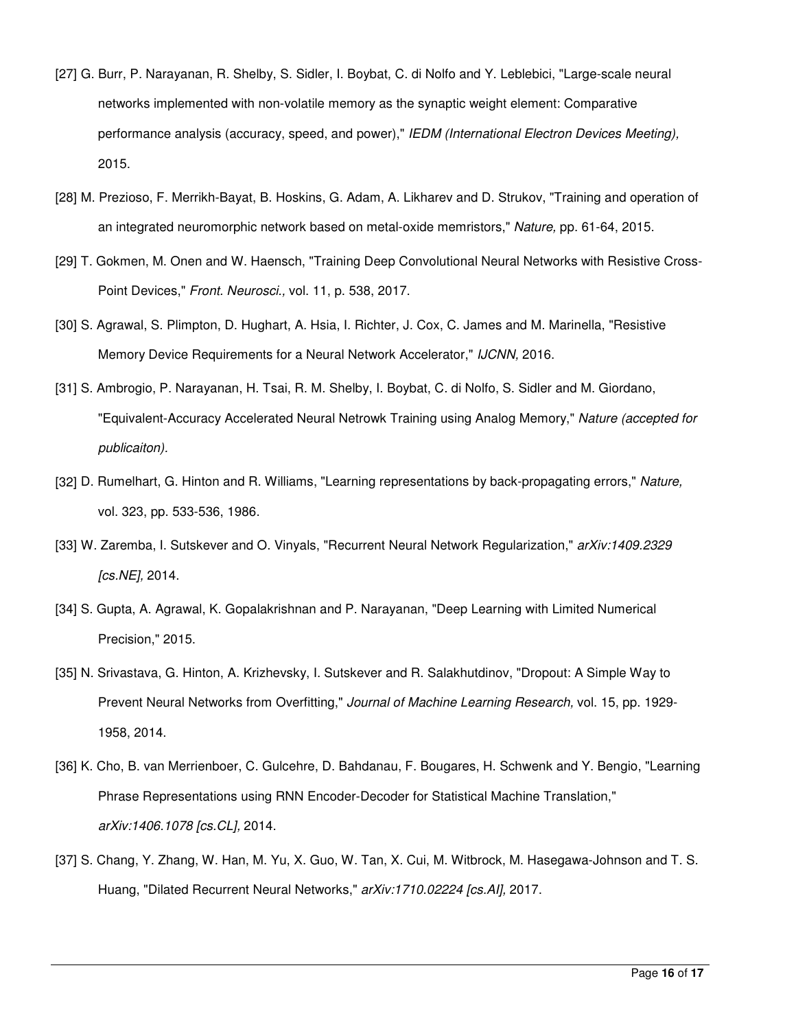[27] G. Burr, P. Narayanan, R. Shelby, S. Sidler, I. Boybat, C. di Nolfo and Y. Leblebici, "Large-scale neural networks implemented with non-volatile memory as the synaptic weight element: Comparative performance analysis (accuracy, speed, and power)," *IEDM (International Electron Devices Meeting),* 2015.

[28] M. Prezioso, F. Merrikh-Bayat, B. Hoskins, G. Adam, A. Likharev and D. Strukov, "Training and operation of an integrated neuromorphic network based on metal-oxide memristors," *Nature,* pp. 61-64, 2015.

[29] T. Gokmen, M. Onen and W. Haensch, "Training Deep Convolutional Neural Networks with Resistive Cross-Point Devices," *Front. Neurosci.,* vol. 11, p. 538, 2017.

[30] S. Agrawal, S. Plimpton, D. Hughart, A. Hsia, I. Richter, J. Cox, C. James and M. Marinella, "Resistive Memory Device Requirements for a Neural Network Accelerator," *IJCNN,* 2016.

[31] S. Ambrogio, P. Narayanan, H. Tsai, R. M. Shelby, I. Boybat, C. di Nolfo, S. Sidler and M. Giordano, "Equivalent-Accuracy Accelerated Neural Netrowk Training using Analog Memory," *Nature (accepted for publicaiton).*

[32] D. Rumelhart, G. Hinton and R. Williams, "Learning representations by back-propagating errors," *Nature,* vol. 323, pp. 533-536, 1986.

[33] W. Zaremba, I. Sutskever and O. Vinyals, "Recurrent Neural Network Regularization," *arXiv:1409.2329 [cs.NE],* 2014.

[34] S. Gupta, A. Agrawal, K. Gopalakrishnan and P. Narayanan, "Deep Learning with Limited Numerical Precision," 2015.

[35] N. Srivastava, G. Hinton, A. Krizhevsky, I. Sutskever and R. Salakhutdinov, "Dropout: A Simple Way to Prevent Neural Networks from Overfitting," *Journal of Machine Learning Research,* vol. 15, pp. 1929-1958, 2014.

[36] K. Cho, B. van Merrienboer, C. Gulcehre, D. Bahdanau, F. Bougares, H. Schwenk and Y. Bengio, "Learning Phrase Representations using RNN Encoder-Decoder for Statistical Machine Translation," *arXiv:1406.1078 [cs.CL],* 2014.

[37] S. Chang, Y. Zhang, W. Han, M. Yu, X. Guo, W. Tan, X. Cui, M. Witbrock, M. Hasegawa-Johnson and T. S. Huang, "Dilated Recurrent Neural Networks," *arXiv:1710.02224 [cs.AI],* 2017.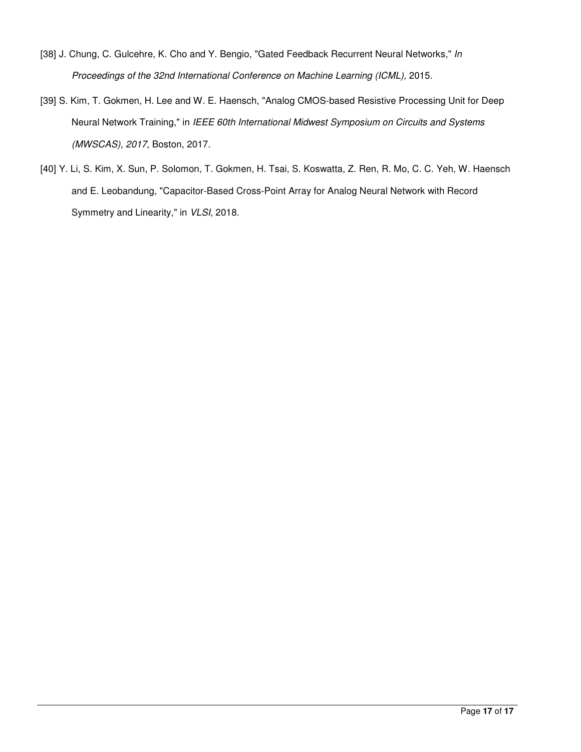[38] J. Chung, C. Gulcehre, K. Cho and Y. Bengio, "Gated Feedback Recurrent Neural Networks," *In Proceedings of the 32nd International Conference on Machine Learning (ICML),* 2015.

[39] S. Kim, T. Gokmen, H. Lee and W. E. Haensch, "Analog CMOS-based Resistive Processing Unit for Deep Neural Network Training," in *IEEE 60th International Midwest Symposium on Circuits and Systems (MWSCAS), 2017*, Boston, 2017.

[40] Y. Li, S. Kim, X. Sun, P. Solomon, T. Gokmen, H. Tsai, S. Koswatta, Z. Ren, R. Mo, C. C. Yeh, W. Haensch and E. Leobandung, "Capacitor-Based Cross-Point Array for Analog Neural Network with Record Symmetry and Linearity," in *VLSI*, 2018.